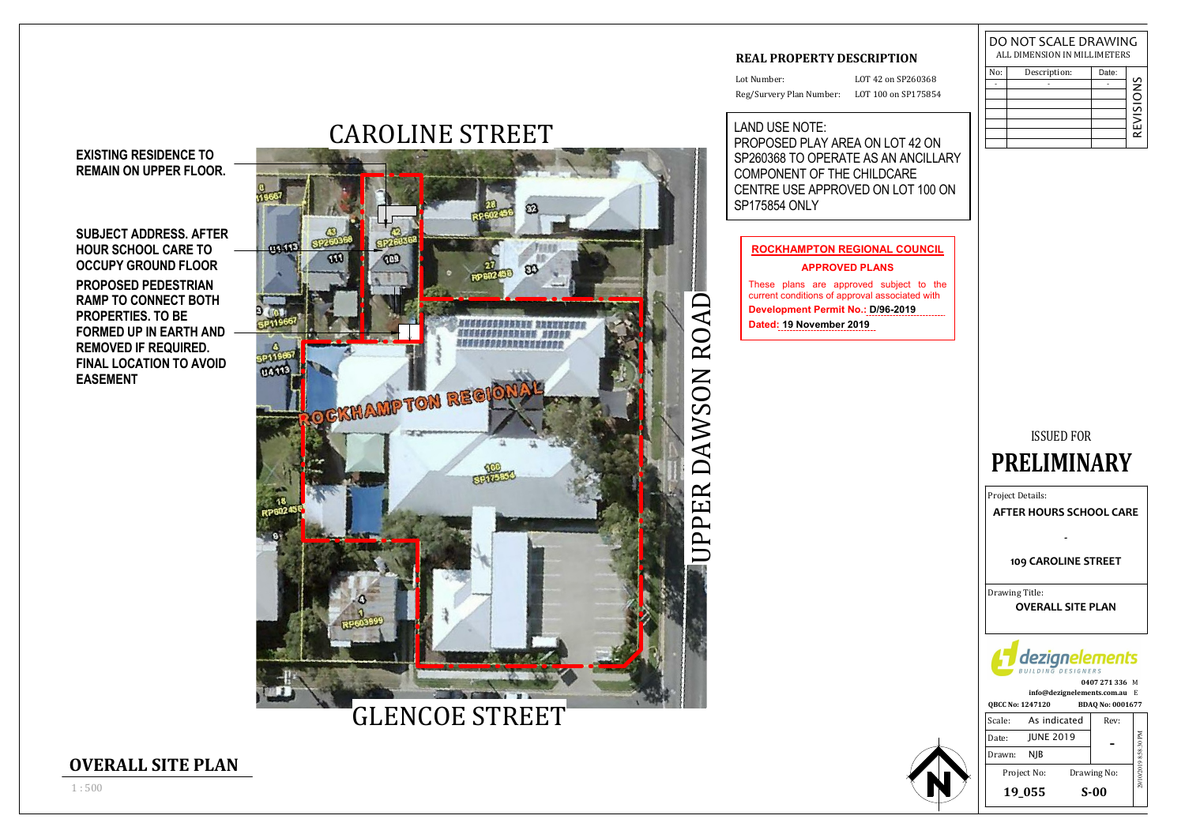# OVERALL SITE PLAN

1 : 500

CAROLINE STREET

UPPER DAWSON ROAD

GLENCOE STREET

**EXISTING RESIDENCE TO REMAIN ON UPPER FLOOR.**

**SUBJECT ADDRESS. AFTER HOUR SCHOOL CARE TO OCCUPY GROUND FLOOR**

**PROPOSED PEDESTRIAN RAMP TO CONNECT BOTH PROPERTIES. TO BE FORMED UP IN EARTH AND REMOVED IF REQUIRED. FINAL LOCATION TO AVOID EASEMENT**

ROCKHAMPTON REGIONAL

8 119667
43 SP260368
111
42 SP260368
109
28 RP602456
32
27 RP602456
34
3 10 SP119667
4 SP119667
4 113
100 SP175854
18 RP602456
6
4
1 RP603899

## REAL PROPERTY DESCRIPTION

| | |
|---|---|
| Lot Number: | LOT 42 on SP260368 |
| Reg/Survey Plan Number: | LOT 100 on SP175854 |

LAND USE NOTE:
PROPOSED PLAY AREA ON LOT 42 ON SP260368 TO OPERATE AS AN ANCILLARY COMPONENT OF THE CHILDCARE CENTRE USE APPROVED ON LOT 100 ON SP175854 ONLY

**ROCKHAMPTON REGIONAL COUNCIL**

**APPROVED PLANS**

These plans are approved subject to the current conditions of approval associated with

**Development Permit No.: D/96-2019**

**Dated: 19 November 2019**

DO NOT SCALE DRAWING
ALL DIMENSION IN MILLIMETERS

| No: | Description: | Date: |
|---|---|---|
| - | - | - |
| | | |
| | | |
| | | |
| | | |
| | | |
| | | |

REVISIONS

ISSUED FOR
# PRELIMINARY

Project Details:
**AFTER HOURS SCHOOL CARE**
**-**
**109 CAROLINE STREET**

Drawing Title:
**OVERALL SITE PLAN**

dezignelements
BUILDING DESIGNERS
**0407 271 336** M
**info@dezignelements.com.au** E
**QBCC No: 1247120** **BDAQ No: 0001677**

| | | |
|---|---|---|
| Scale: | As indicated | Rev: |
| Date: | JUNE 2019 | - |
| Drawn: | NJB | |
| Project No: | Drawing No: | |
| **19_055** | **S-00** | |

29/10/2019 8:58:30 PM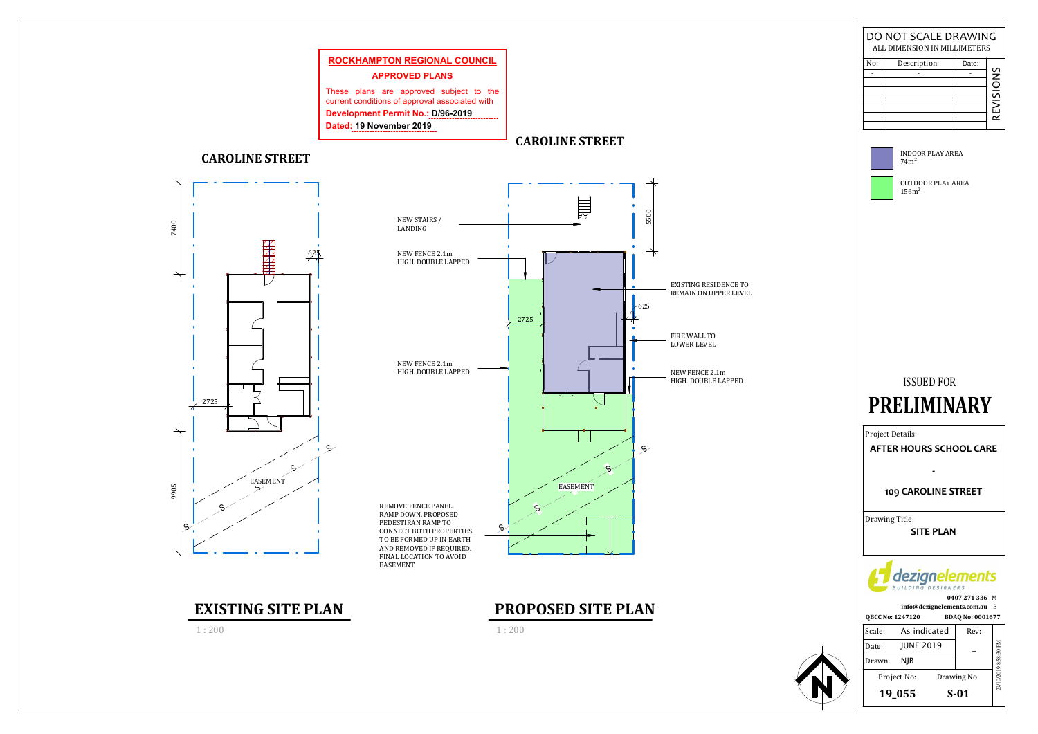**ROCKHAMPTON REGIONAL COUNCIL**

**APPROVED PLANS**

These plans are approved subject to the current conditions of approval associated with

**Development Permit No.: D/96-2019**

**Dated: 19 November 2019**

**CAROLINE STREET**

7400

625

2725

EASEMENT

9905

## EXISTING SITE PLAN

1 : 200

**CAROLINE STREET**

NEW STAIRS / LANDING

5500

NEW FENCE 2.1m HIGH. DOUBLE LAPPED

EXISTING RESIDENCE TO REMAIN ON UPPER LEVEL

625

2725

FIRE WALL TO LOWER LEVEL

NEW FENCE 2.1m HIGH. DOUBLE LAPPED

NEW FENCE 2.1m HIGH. DOUBLE LAPPED

EASEMENT

REMOVE FENCE PANEL. RAMP DOWN. PROPOSED PEDESTIRAN RAMP TO CONNECT BOTH PROPERTIES. TO BE FORMED UP IN EARTH AND REMOVED IF REQUIRED. FINAL LOCATION TO AVOID EASEMENT

## PROPOSED SITE PLAN

1 : 200

DO NOT SCALE DRAWING

ALL DIMENSION IN MILLIMETERS

| No: | Description: | Date: | REVISIONS |
|---|---|---|---|
| - | - | - | |

INDOOR PLAY AREA $74m^2$

OUTDOOR PLAY AREA $156m^2$

ISSUED FOR

# PRELIMINARY

Project Details:

**AFTER HOURS SCHOOL CARE**

**-**

**109 CAROLINE STREET**

Drawing Title:

**SITE PLAN**

dezignelements BUILDING DESIGNERS

**0407 271 336** M

**info@dezignelements.com.au** E

**QBCC No: 1247120** **BDAQ No: 0001677**

| Scale: | As indicated | Rev: |
|---|---|---|
| Date: | JUNE 2019 | - |
| Drawn: | NJB | |

| Project No: | Drawing No: |
|---|---|
| **19_055** | **S-01** |

29/10/2019 8:58:30 PM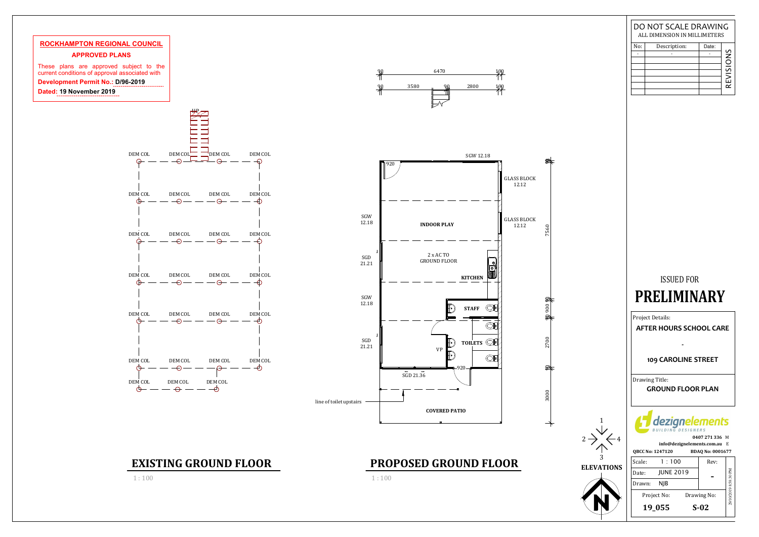**ROCKHAMPTON REGIONAL COUNCIL**

**APPROVED PLANS**

These plans are approved subject to the current conditions of approval associated with

**Development Permit No.: D/96-2019**

**Dated: 19 November 2019**

DEM COL DEM COL DEM COL DEM COL
DEM COL DEM COL DEM COL DEM COL
DEM COL DEM COL DEM COL DEM COL
DEM COL DEM COL DEM COL DEM COL
DEM COL DEM COL DEM COL DEM COL
DEM COL DEM COL DEM COL DEM COL
DEM COL DEM COL DEM COL

UP

90 6470 100
90 3580 90 2800 100

920
SGW 12.18
GLASS BLOCK 12.12
GLASS BLOCK 12.12
SGW 12.18
INDOOR PLAY
SGD 21.21
2 x AC TO GROUND FLOOR
KITCHEN
SGW 12.18
STAFF
SGD 21.21
TOILETS
VP
920
SGD 21.36
line of toilet upstairs
COVERED PATIO

90 7560 90 900 90 2700 90 3000

## EXISTING GROUND FLOOR

1 : 100

## PROPOSED GROUND FLOOR

1 : 100

1 2 3 4
**ELEVATIONS**

DO NOT SCALE DRAWING
ALL DIMENSION IN MILLIMETERS

| No: | Description: | Date: |
|---|---|---|
| - | - | - |

REVISIONS

ISSUED FOR
# PRELIMINARY

Project Details:
**AFTER HOURS SCHOOL CARE**
-
**109 CAROLINE STREET**

Drawing Title:
**GROUND FLOOR PLAN**

dezignelements
BUILDING DESIGNERS
**0407 271 336** M
**info@dezignelements.com.au** E
**QBCC No: 1247120** **BDAQ No: 0001677**

| Scale: | 1 : 100 | Rev: |
|---|---|---|
| Date: | JUNE 2019 | - |
| Drawn: | NJB | |
| Project No: | Drawing No: | |
| **19_055** | **S-02** | |

29/10/2019 8:58:30 PM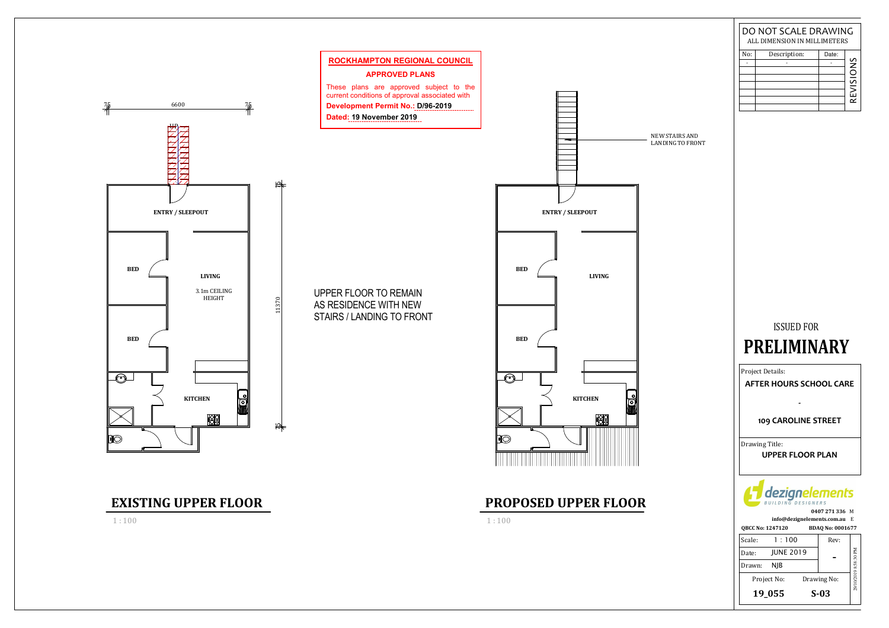**ROCKHAMPTON REGIONAL COUNCIL**

**APPROVED PLANS**

These plans are approved subject to the current conditions of approval associated with

**Development Permit No.: D/96-2019**

**Dated: 19 November 2019**

75 6600 75

UP

ENTRY / SLEEPOUT

BED

LIVING

3.1m CEILING HEIGHT

BED

KITCHEN

75 11370 75

## EXISTING UPPER FLOOR

1 : 100

UPPER FLOOR TO REMAIN AS RESIDENCE WITH NEW STAIRS / LANDING TO FRONT

NEW STAIRS AND LANDING TO FRONT

ENTRY / SLEEPOUT

BED

LIVING

BED

KITCHEN

## PROPOSED UPPER FLOOR

1 : 100

DO NOT SCALE DRAWING
ALL DIMENSION IN MILLIMETERS

| No: | Description: | Date: | REVISIONS |
|---|---|---|---|
| - | - | - | |
| | | | |
| | | | |
| | | | |
| | | | |
| | | | |
| | | | |

ISSUED FOR

# PRELIMINARY

Project Details:

**AFTER HOURS SCHOOL CARE**

**-**

**109 CAROLINE STREET**

Drawing Title:

**UPPER FLOOR PLAN**

dezignelements BUILDING DESIGNERS

**0407 271 336** M

**info@dezignelements.com.au** E

**QBCC No: 1247120** **BDAQ No: 0001677**

| Scale: 1 : 100 | Rev: |
|---|---|
| Date: JUNE 2019 | - |
| Drawn: NJB | |
| Project No: **19_055** | Drawing No: **S-03** |

29/10/2019 8:58:30 PM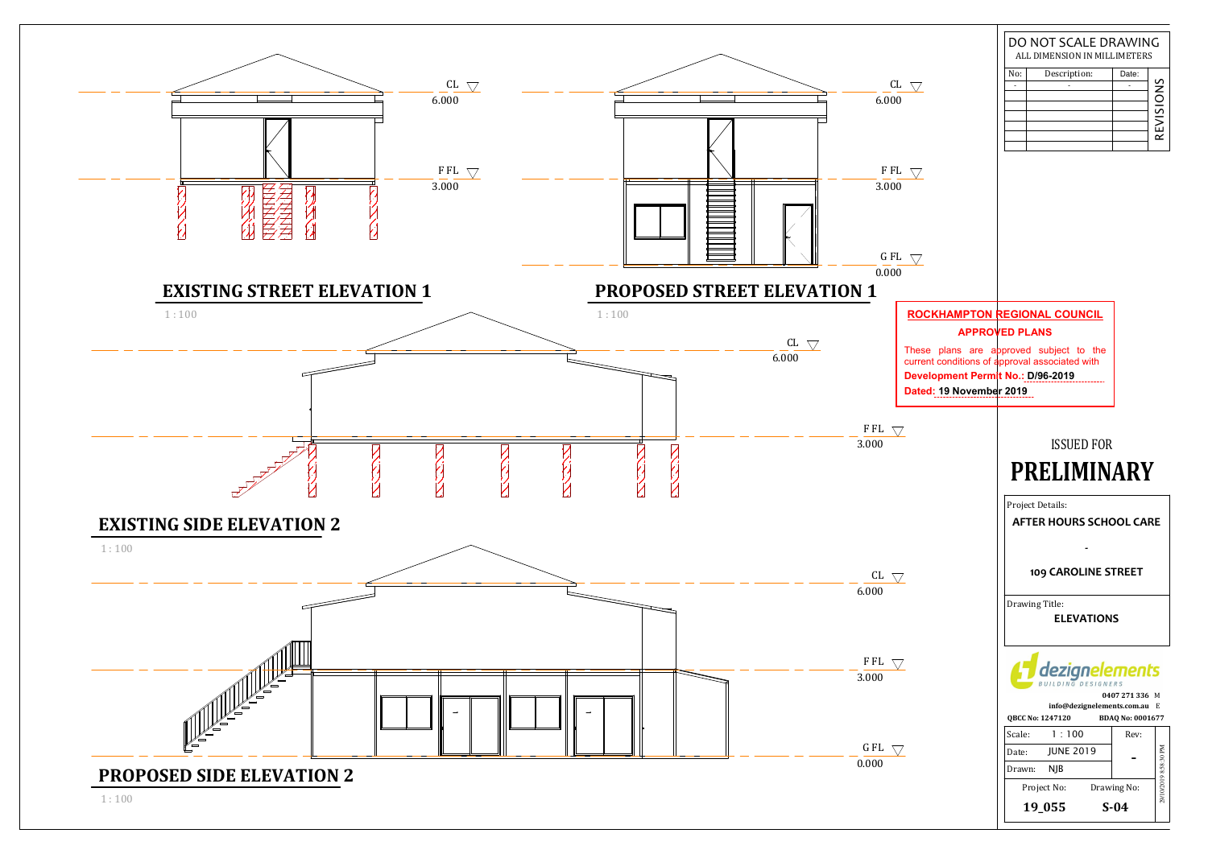CL 6.000

F FL 3.000

## EXISTING STREET ELEVATION 1

1 : 100

CL 6.000

F FL 3.000

G FL 0.000

## PROPOSED STREET ELEVATION 1

1 : 100

CL 6.000

F FL 3.000

## EXISTING SIDE ELEVATION 2

1 : 100

CL 6.000

F FL 3.000

G FL 0.000

## PROPOSED SIDE ELEVATION 2

1 : 100

**ROCKHAMPTON REGIONAL COUNCIL**

**APPROVED PLANS**

These plans are approved subject to the current conditions of approval associated with

**Development Permit No.: D/96-2019**

**Dated: 19 November 2019**

DO NOT SCALE DRAWING
ALL DIMENSION IN MILLIMETERS

| No: | Description: | Date: |
|---|---|---|
| - | - | - |
| | | |
| | | |
| | | |
| | | |
| | | |
| | | |

REVISIONS

ISSUED FOR

# PRELIMINARY

Project Details:

**AFTER HOURS SCHOOL CARE**

-

**109 CAROLINE STREET**

Drawing Title:

**ELEVATIONS**

dezignelements BUILDING DESIGNERS

0407 271 336 M

info@dezignelements.com.au E

QBCC No: 1247120 BDAQ No: 0001677

| Scale: | 1 : 100 | Rev: |
|---|---|---|
| Date: | JUNE 2019 | - |
| Drawn: | NJB | |

| Project No: | Drawing No: |
|---|---|
| 19_055 | S-04 |

29/10/2019 8:58:30 PM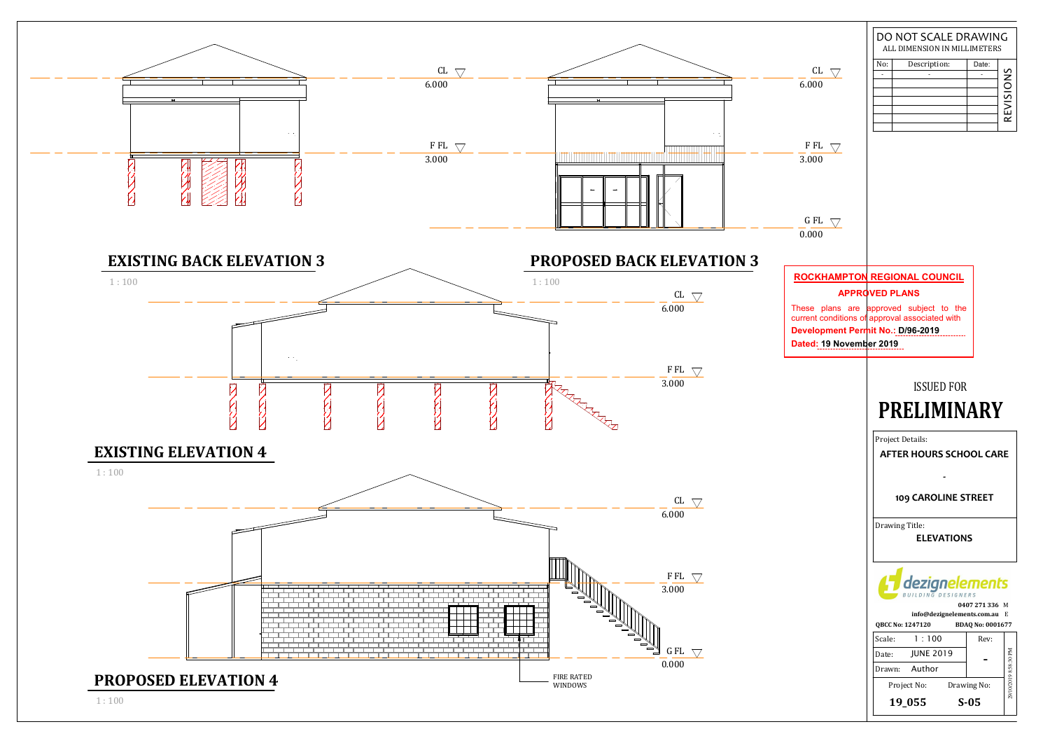CL 6.000

F FL 3.000

## EXISTING BACK ELEVATION 3

1 : 100

CL 6.000

F FL 3.000

G FL 0.000

## PROPOSED BACK ELEVATION 3

1 : 100

CL 6.000

F FL 3.000

## EXISTING ELEVATION 4

1 : 100

CL 6.000

F FL 3.000

G FL 0.000

FIRE RATED WINDOWS

## PROPOSED ELEVATION 4

1 : 100

DO NOT SCALE DRAWING
ALL DIMENSION IN MILLIMETERS

REVISIONS

| No: | Description: | Date: |
|---|---|---|
| - | - | - |

**ROCKHAMPTON REGIONAL COUNCIL**

**APPROVED PLANS**

These plans are approved subject to the current conditions of approval associated with

**Development Permit No.: D/96-2019**

**Dated: 19 November 2019**

ISSUED FOR

# PRELIMINARY

Project Details:

**AFTER HOURS SCHOOL CARE**

**-**

**109 CAROLINE STREET**

Drawing Title:

**ELEVATIONS**

dezignelements
BUILDING DESIGNERS

0407 271 336 M
info@dezignelements.com.au E

QBCC No: 1247120 BDAQ No: 0001677

| | | |
|---|---|---|
| Scale: | 1 : 100 | Rev: |
| Date: | JUNE 2019 | - |
| Drawn: | Author | |
| Project No: | Drawing No: | |
| 19_055 | S-05 | |

29/10/2019 8:58:30 PM